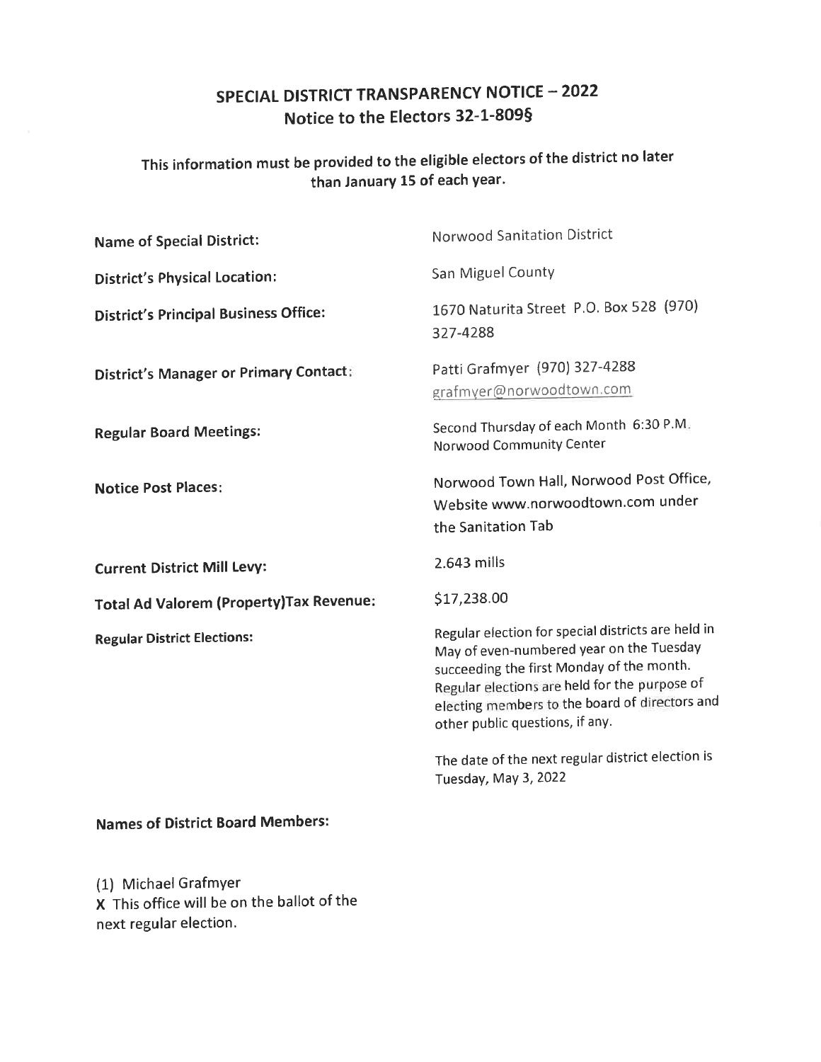# SPECIAL DISTRICT TRANSPARENCY NOTICE – 2022

## Notice to the Electors 32-1-809§

### This information must be provided to the eligible electors of the district no later than January 15 of each year.

| | |
|---|---|
| **Name of Special District:** | Norwood Sanitation District |
| **District's Physical Location:** | San Miguel County |
| **District's Principal Business Office:** | 1670 Naturita Street P.O. Box 528 (970) 327-4288 |
| **District's Manager or Primary Contact:** | Patti Grafmyer (970) 327-4288 grafmyer@norwoodtown.com |
| **Regular Board Meetings:** | Second Thursday of each Month 6:30 P.M. Norwood Community Center |
| **Notice Post Places:** | Norwood Town Hall, Norwood Post Office, Website www.norwoodtown.com under the Sanitation Tab |
| **Current District Mill Levy:** | 2.643 mills |
| **Total Ad Valorem (Property)Tax Revenue:** | $17,238.00 |
| **Regular District Elections:** | Regular election for special districts are held in May of even-numbered year on the Tuesday succeeding the first Monday of the month. Regular elections are held for the purpose of electing members to the board of directors and other public questions, if any.<br><br>The date of the next regular district election is Tuesday, May 3, 2022 |

**Names of District Board Members:**

(1) Michael Grafmyer
**X** This office will be on the ballot of the next regular election.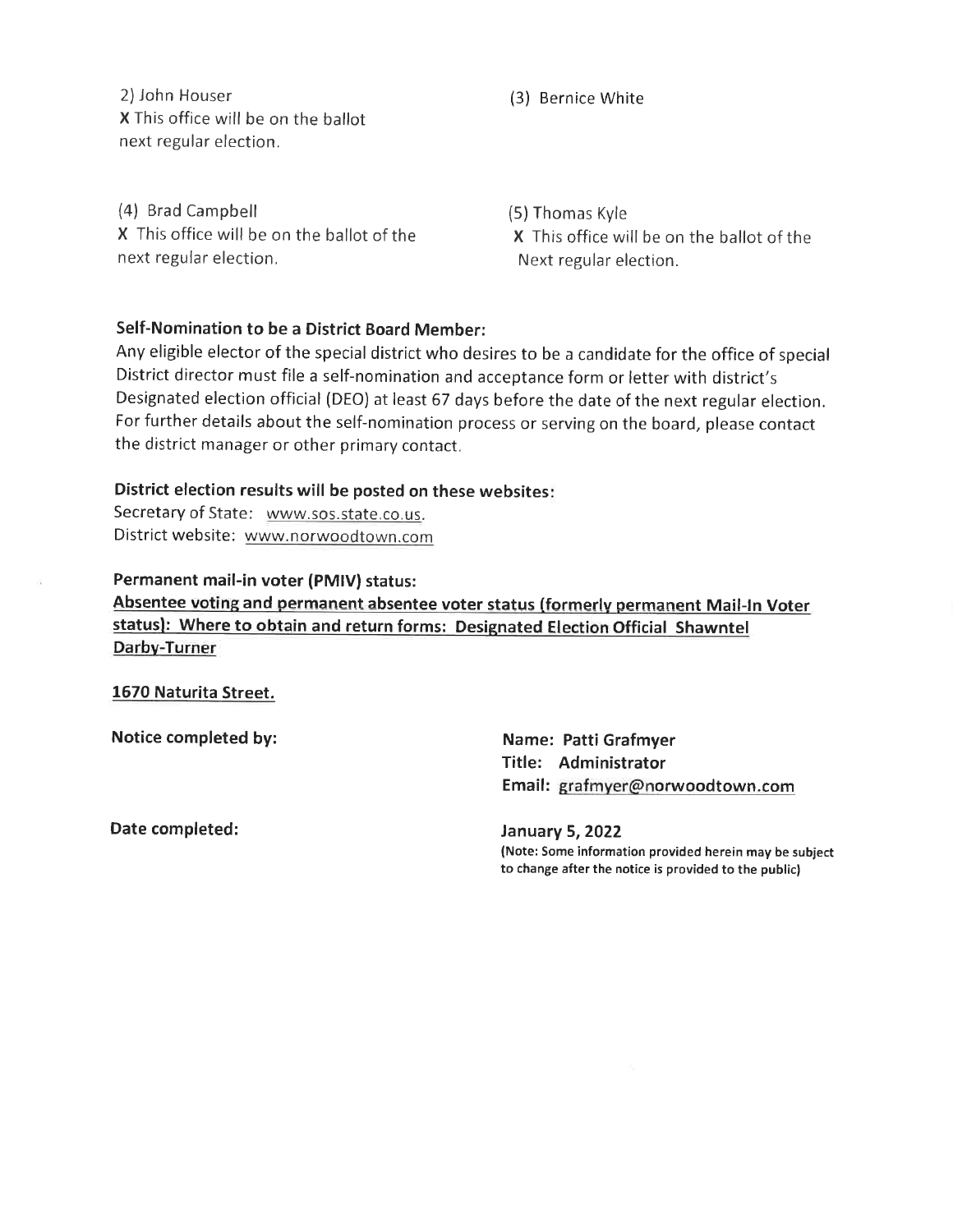2) John Houser
**X** This office will be on the ballot next regular election.

(3) Bernice White

(4) Brad Campbell
**X** This office will be on the ballot of the next regular election.

(5) Thomas Kyle
**X** This office will be on the ballot of the Next regular election.

**Self-Nomination to be a District Board Member:**

Any eligible elector of the special district who desires to be a candidate for the office of special District director must file a self-nomination and acceptance form or letter with district's Designated election official (DEO) at least 67 days before the date of the next regular election. For further details about the self-nomination process or serving on the board, please contact the district manager or other primary contact.

**District election results will be posted on these websites:**

Secretary of State: www.sos.state.co.us.
District website: www.norwoodtown.com

**Permanent mail-in voter (PMIV) status:**

**Absentee voting and permanent absentee voter status (formerly permanent Mail-In Voter status): Where to obtain and return forms: Designated Election Official Shawntel Darby-Turner**

**1670 Naturita Street.**

**Notice completed by:**

**Name: Patti Grafmyer**
**Title: Administrator**
**Email: grafmyer@norwoodtown.com**

**Date completed:**

**January 5, 2022**
**(Note: Some information provided herein may be subject to change after the notice is provided to the public)**